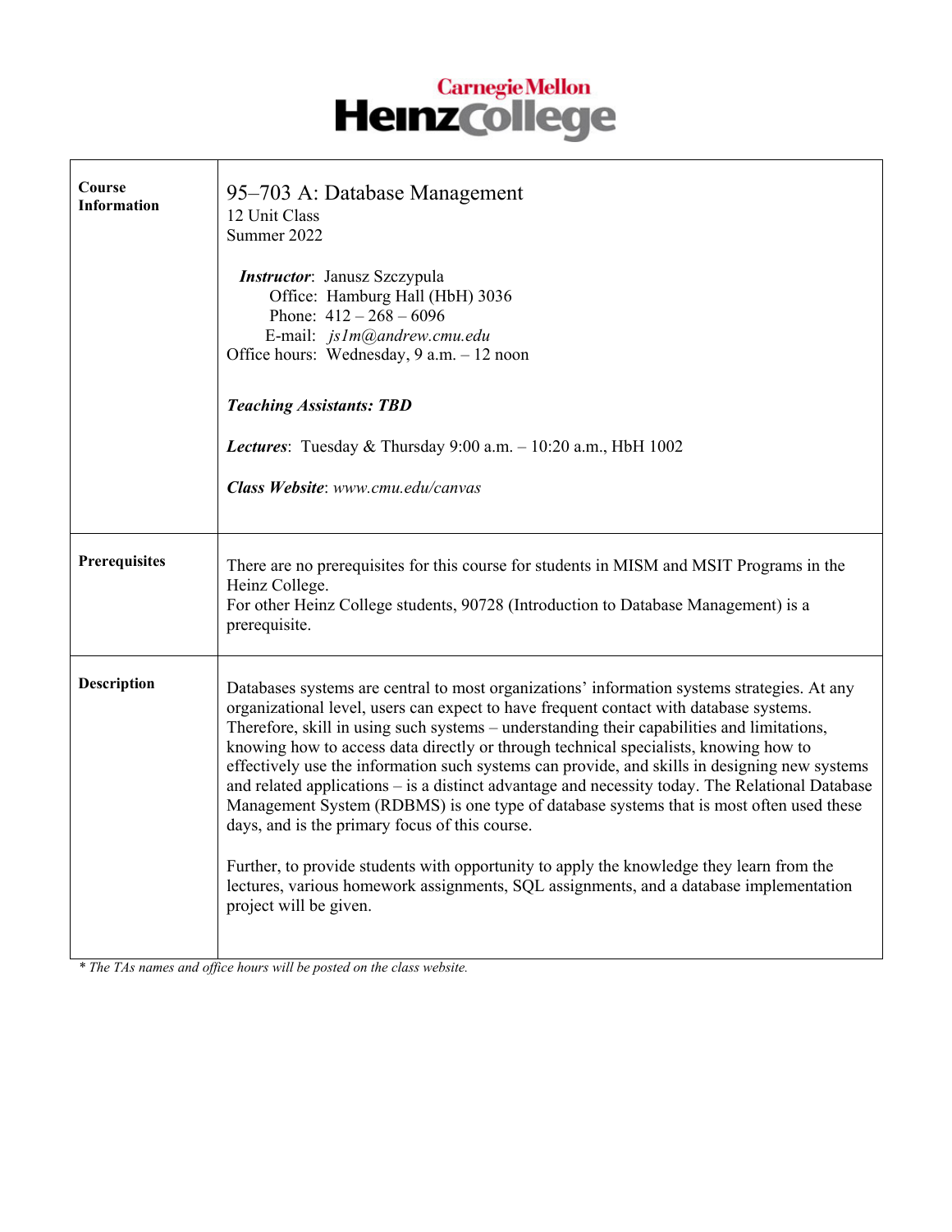# Carnegie Mellon Heinz College

| | |
|---|---|
| **Course Information** | 95–703 A: Database Management<br>12 Unit Class<br>Summer 2022<br><br>***Instructor***: Janusz Szczypula<br>Office: Hamburg Hall (HbH) 3036<br>Phone: 412 – 268 – 6096<br>E-mail: *js1m@andrew.cmu.edu*<br>Office hours: Wednesday, 9 a.m. – 12 noon<br><br>***Teaching Assistants: TBD***<br><br>***Lectures***: Tuesday & Thursday 9:00 a.m. – 10:20 a.m., HbH 1002<br><br>***Class Website***: *www.cmu.edu/canvas* |
| **Prerequisites** | There are no prerequisites for this course for students in MISM and MSIT Programs in the Heinz College.<br>For other Heinz College students, 90728 (Introduction to Database Management) is a prerequisite. |
| **Description** | Databases systems are central to most organizations' information systems strategies. At any organizational level, users can expect to have frequent contact with database systems. Therefore, skill in using such systems – understanding their capabilities and limitations, knowing how to access data directly or through technical specialists, knowing how to effectively use the information such systems can provide, and skills in designing new systems and related applications – is a distinct advantage and necessity today. The Relational Database Management System (RDBMS) is one type of database systems that is most often used these days, and is the primary focus of this course.<br><br>Further, to provide students with opportunity to apply the knowledge they learn from the lectures, various homework assignments, SQL assignments, and a database implementation project will be given. |

*\* The TAs names and office hours will be posted on the class website.*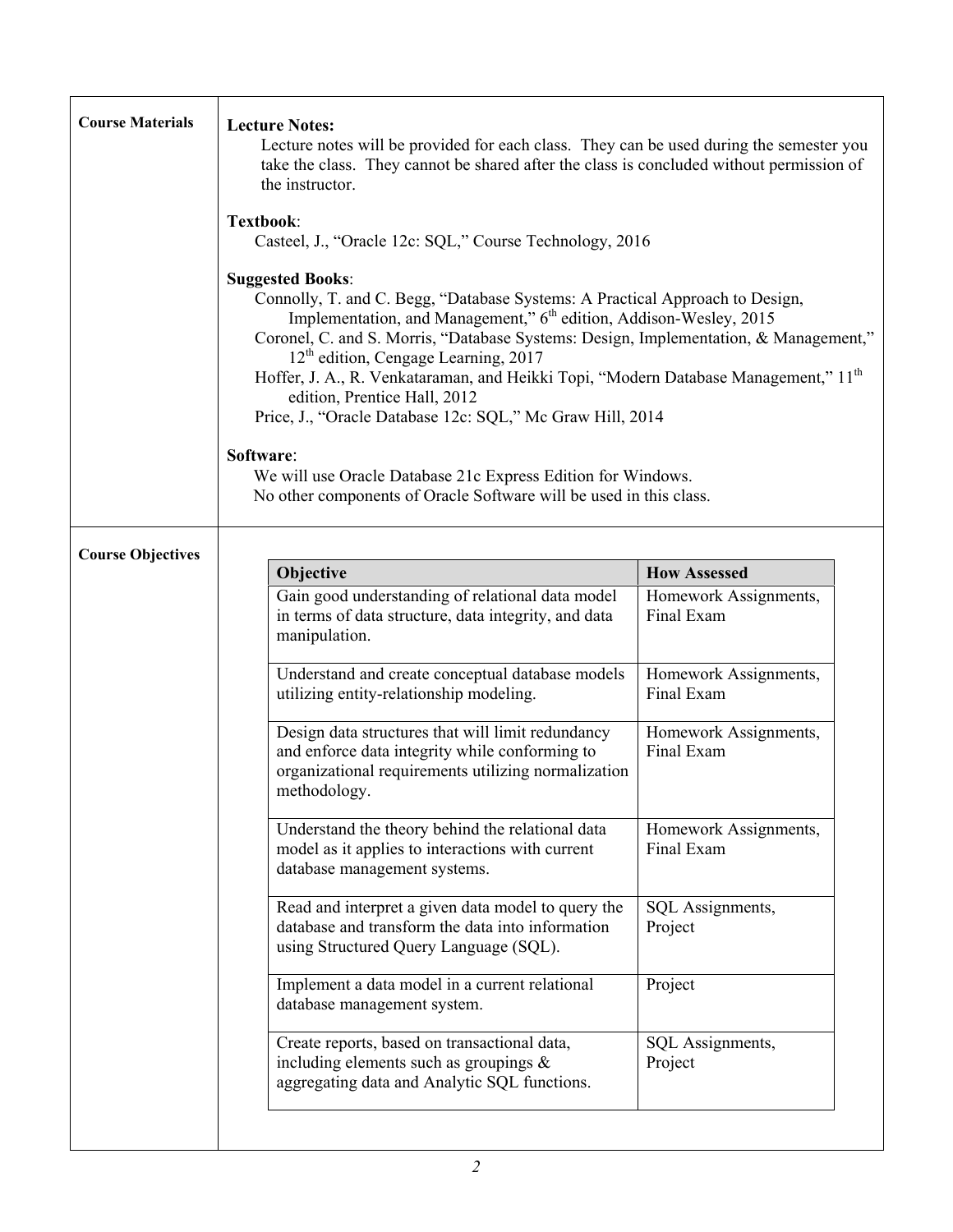## Course Materials

**Lecture Notes:**

Lecture notes will be provided for each class. They can be used during the semester you take the class. They cannot be shared after the class is concluded without permission of the instructor.

**Textbook**:

Casteel, J., "Oracle 12c: SQL," Course Technology, 2016

**Suggested Books**:

Connolly, T. and C. Begg, "Database Systems: A Practical Approach to Design, Implementation, and Management," 6th edition, Addison-Wesley, 2015

Coronel, C. and S. Morris, "Database Systems: Design, Implementation, & Management," 12th edition, Cengage Learning, 2017

Hoffer, J. A., R. Venkataraman, and Heikki Topi, "Modern Database Management," 11th edition, Prentice Hall, 2012

Price, J., "Oracle Database 12c: SQL," Mc Graw Hill, 2014

**Software**:

We will use Oracle Database 21c Express Edition for Windows.
No other components of Oracle Software will be used in this class.

## Course Objectives

| Objective | How Assessed |
|---|---|
| Gain good understanding of relational data model in terms of data structure, data integrity, and data manipulation. | Homework Assignments, Final Exam |
| Understand and create conceptual database models utilizing entity-relationship modeling. | Homework Assignments, Final Exam |
| Design data structures that will limit redundancy and enforce data integrity while conforming to organizational requirements utilizing normalization methodology. | Homework Assignments, Final Exam |
| Understand the theory behind the relational data model as it applies to interactions with current database management systems. | Homework Assignments, Final Exam |
| Read and interpret a given data model to query the database and transform the data into information using Structured Query Language (SQL). | SQL Assignments, Project |
| Implement a data model in a current relational database management system. | Project |
| Create reports, based on transactional data, including elements such as groupings & aggregating data and Analytic SQL functions. | SQL Assignments, Project |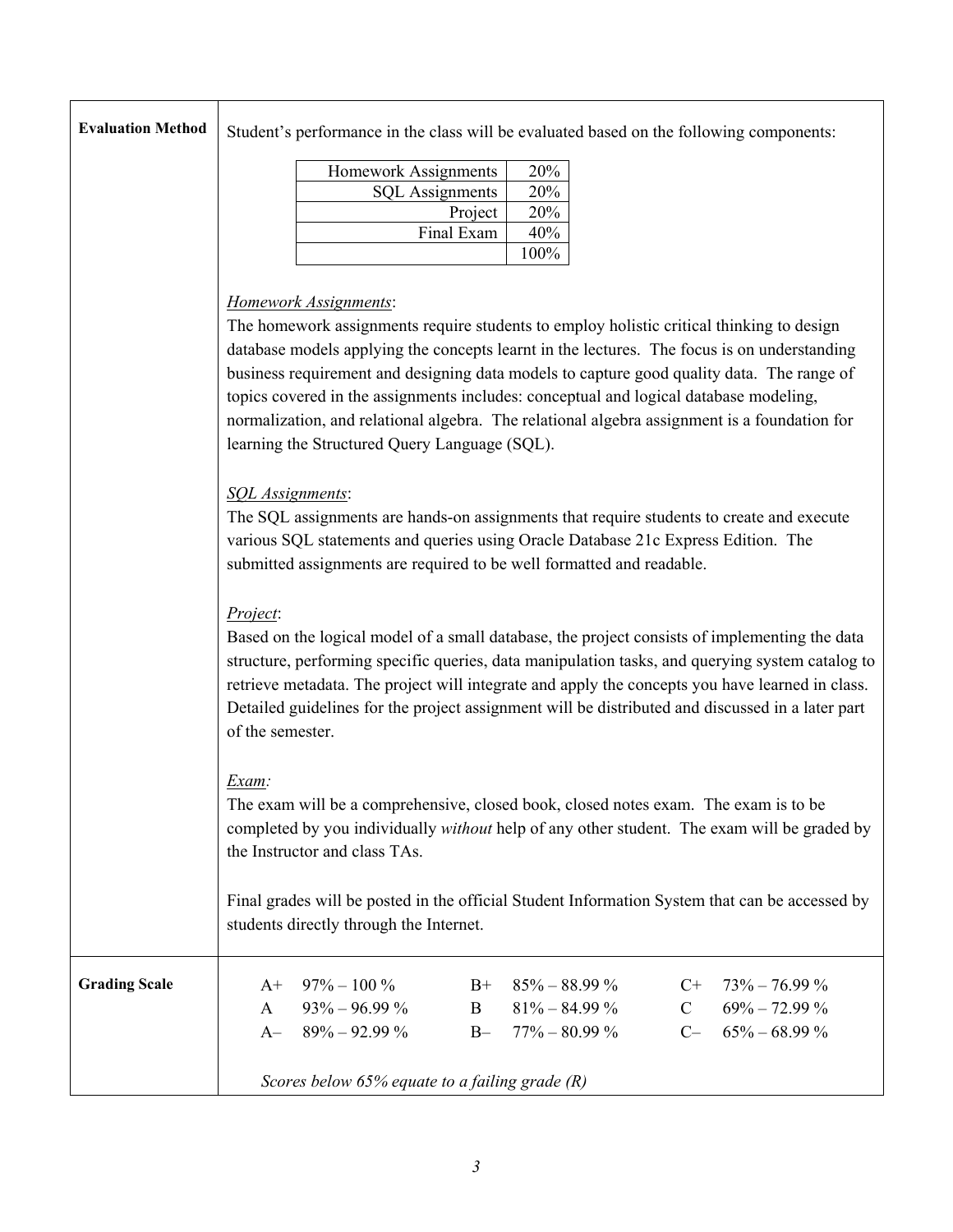## Evaluation Method

Student's performance in the class will be evaluated based on the following components:

| Component | Weight |
|---|---|
| Homework Assignments | 20% |
| SQL Assignments | 20% |
| Project | 20% |
| Final Exam | 40% |
| | 100% |

*Homework Assignments*:
The homework assignments require students to employ holistic critical thinking to design database models applying the concepts learnt in the lectures. The focus is on understanding business requirement and designing data models to capture good quality data. The range of topics covered in the assignments includes: conceptual and logical database modeling, normalization, and relational algebra. The relational algebra assignment is a foundation for learning the Structured Query Language (SQL).

*SQL Assignments*:
The SQL assignments are hands-on assignments that require students to create and execute various SQL statements and queries using Oracle Database 21c Express Edition. The submitted assignments are required to be well formatted and readable.

*Project*:
Based on the logical model of a small database, the project consists of implementing the data structure, performing specific queries, data manipulation tasks, and querying system catalog to retrieve metadata. The project will integrate and apply the concepts you have learned in class. Detailed guidelines for the project assignment will be distributed and discussed in a later part of the semester.

*Exam:*
The exam will be a comprehensive, closed book, closed notes exam. The exam is to be completed by you individually *without* help of any other student. The exam will be graded by the Instructor and class TAs.

Final grades will be posted in the official Student Information System that can be accessed by students directly through the Internet.

## Grading Scale

| Grade | Range | Grade | Range | Grade | Range |
|---|---|---|---|---|---|
| A+ | 97% – 100 % | B+ | 85% – 88.99 % | C+ | 73% – 76.99 % |
| A | 93% – 96.99 % | B | 81% – 84.99 % | C | 69% – 72.99 % |
| A– | 89% – 92.99 % | B– | 77% – 80.99 % | C– | 65% – 68.99 % |

*Scores below 65% equate to a failing grade (R)*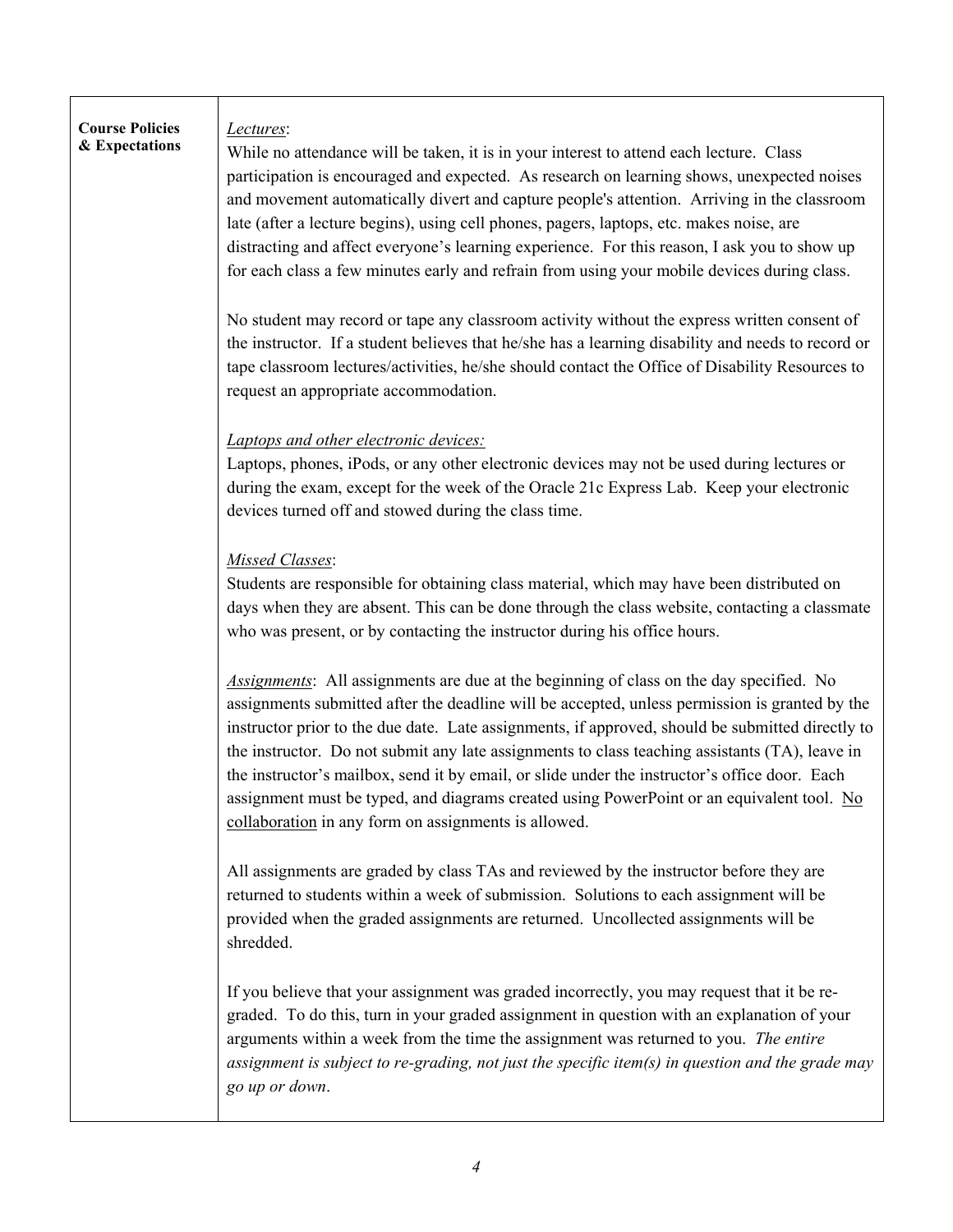**Course Policies & Expectations**

*Lectures*:

While no attendance will be taken, it is in your interest to attend each lecture. Class participation is encouraged and expected. As research on learning shows, unexpected noises and movement automatically divert and capture people's attention. Arriving in the classroom late (after a lecture begins), using cell phones, pagers, laptops, etc. makes noise, are distracting and affect everyone's learning experience. For this reason, I ask you to show up for each class a few minutes early and refrain from using your mobile devices during class.

No student may record or tape any classroom activity without the express written consent of the instructor. If a student believes that he/she has a learning disability and needs to record or tape classroom lectures/activities, he/she should contact the Office of Disability Resources to request an appropriate accommodation.

*Laptops and other electronic devices:*

Laptops, phones, iPods, or any other electronic devices may not be used during lectures or during the exam, except for the week of the Oracle 21c Express Lab. Keep your electronic devices turned off and stowed during the class time.

*Missed Classes*:

Students are responsible for obtaining class material, which may have been distributed on days when they are absent. This can be done through the class website, contacting a classmate who was present, or by contacting the instructor during his office hours.

*Assignments*: All assignments are due at the beginning of class on the day specified. No assignments submitted after the deadline will be accepted, unless permission is granted by the instructor prior to the due date. Late assignments, if approved, should be submitted directly to the instructor. Do not submit any late assignments to class teaching assistants (TA), leave in the instructor's mailbox, send it by email, or slide under the instructor's office door. Each assignment must be typed, and diagrams created using PowerPoint or an equivalent tool. No collaboration in any form on assignments is allowed.

All assignments are graded by class TAs and reviewed by the instructor before they are returned to students within a week of submission. Solutions to each assignment will be provided when the graded assignments are returned. Uncollected assignments will be shredded.

If you believe that your assignment was graded incorrectly, you may request that it be re-graded. To do this, turn in your graded assignment in question with an explanation of your arguments within a week from the time the assignment was returned to you. *The entire assignment is subject to re-grading, not just the specific item(s) in question and the grade may go up or down*.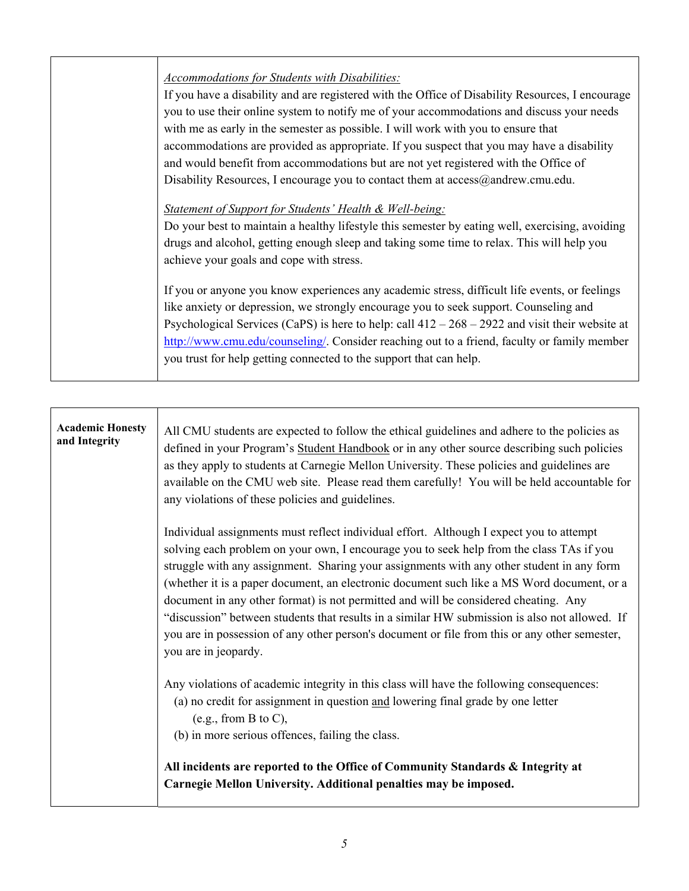*Accommodations for Students with Disabilities:*

If you have a disability and are registered with the Office of Disability Resources, I encourage you to use their online system to notify me of your accommodations and discuss your needs with me as early in the semester as possible. I will work with you to ensure that accommodations are provided as appropriate. If you suspect that you may have a disability and would benefit from accommodations but are not yet registered with the Office of Disability Resources, I encourage you to contact them at access@andrew.cmu.edu.

*Statement of Support for Students' Health & Well-being:*

Do your best to maintain a healthy lifestyle this semester by eating well, exercising, avoiding drugs and alcohol, getting enough sleep and taking some time to relax. This will help you achieve your goals and cope with stress.

If you or anyone you know experiences any academic stress, difficult life events, or feelings like anxiety or depression, we strongly encourage you to seek support. Counseling and Psychological Services (CaPS) is here to help: call 412 – 268 – 2922 and visit their website at http://www.cmu.edu/counseling/. Consider reaching out to a friend, faculty or family member you trust for help getting connected to the support that can help.

**Academic Honesty and Integrity**

All CMU students are expected to follow the ethical guidelines and adhere to the policies as defined in your Program's Student Handbook or in any other source describing such policies as they apply to students at Carnegie Mellon University. These policies and guidelines are available on the CMU web site. Please read them carefully! You will be held accountable for any violations of these policies and guidelines.

Individual assignments must reflect individual effort. Although I expect you to attempt solving each problem on your own, I encourage you to seek help from the class TAs if you struggle with any assignment. Sharing your assignments with any other student in any form (whether it is a paper document, an electronic document such like a MS Word document, or a document in any other format) is not permitted and will be considered cheating. Any "discussion" between students that results in a similar HW submission is also not allowed. If you are in possession of any other person's document or file from this or any other semester, you are in jeopardy.

Any violations of academic integrity in this class will have the following consequences:

(a) no credit for assignment in question and lowering final grade by one letter (e.g., from B to C),

(b) in more serious offences, failing the class.

**All incidents are reported to the Office of Community Standards & Integrity at Carnegie Mellon University. Additional penalties may be imposed.**